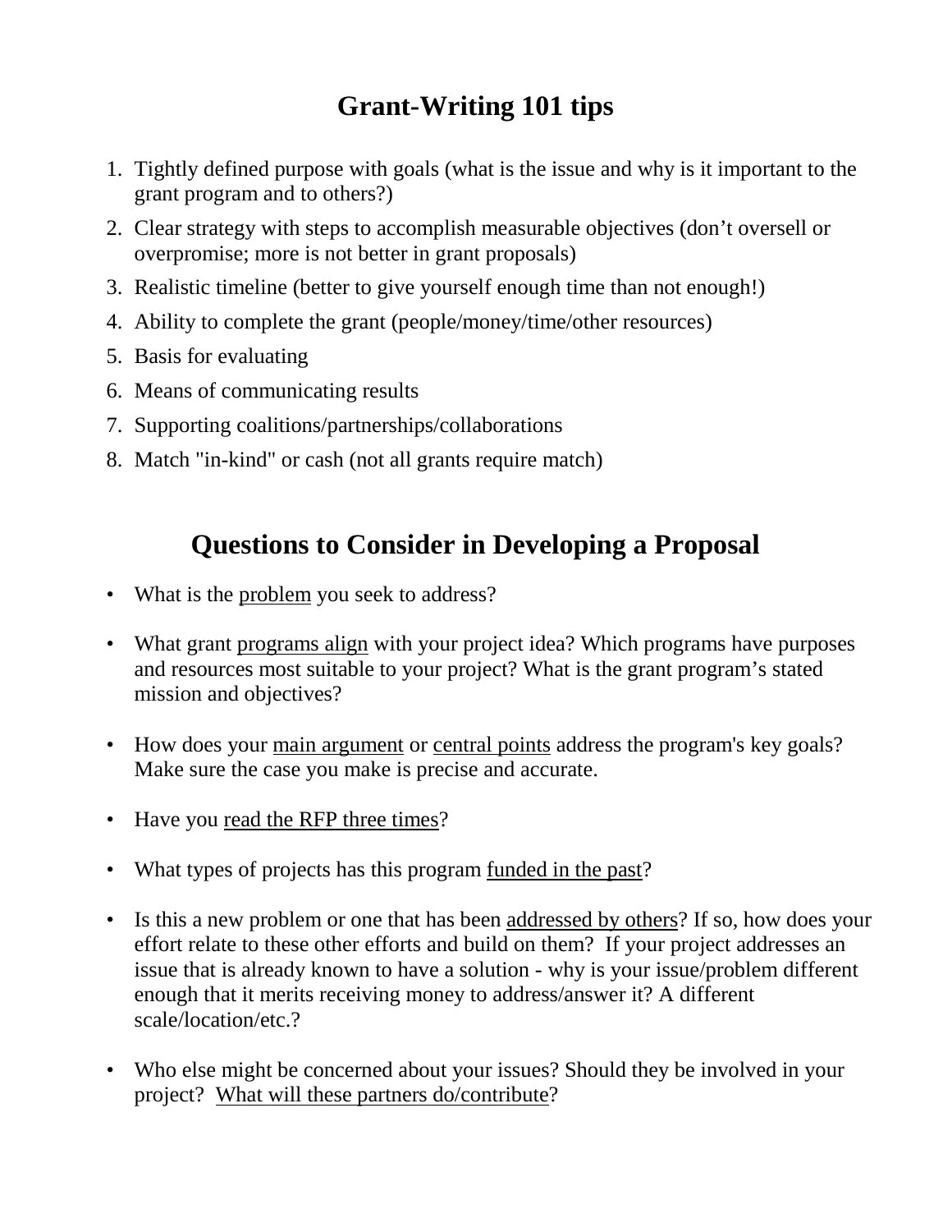# Grant-Writing 101 tips

1. Tightly defined purpose with goals (what is the issue and why is it important to the grant program and to others?)
2. Clear strategy with steps to accomplish measurable objectives (don't oversell or overpromise; more is not better in grant proposals)
3. Realistic timeline (better to give yourself enough time than not enough!)
4. Ability to complete the grant (people/money/time/other resources)
5. Basis for evaluating
6. Means of communicating results
7. Supporting coalitions/partnerships/collaborations
8. Match "in-kind" or cash (not all grants require match)

# Questions to Consider in Developing a Proposal

- What is the <u>problem</u> you seek to address?
- What grant <u>programs align</u> with your project idea? Which programs have purposes and resources most suitable to your project? What is the grant program's stated mission and objectives?
- How does your <u>main argument</u> or <u>central points</u> address the program's key goals? Make sure the case you make is precise and accurate.
- Have you <u>read the RFP three times</u>?
- What types of projects has this program <u>funded in the past</u>?
- Is this a new problem or one that has been <u>addressed by others</u>? If so, how does your effort relate to these other efforts and build on them? If your project addresses an issue that is already known to have a solution - why is your issue/problem different enough that it merits receiving money to address/answer it? A different scale/location/etc.?
- Who else might be concerned about your issues? Should they be involved in your project? <u>What will these partners do/contribute</u>?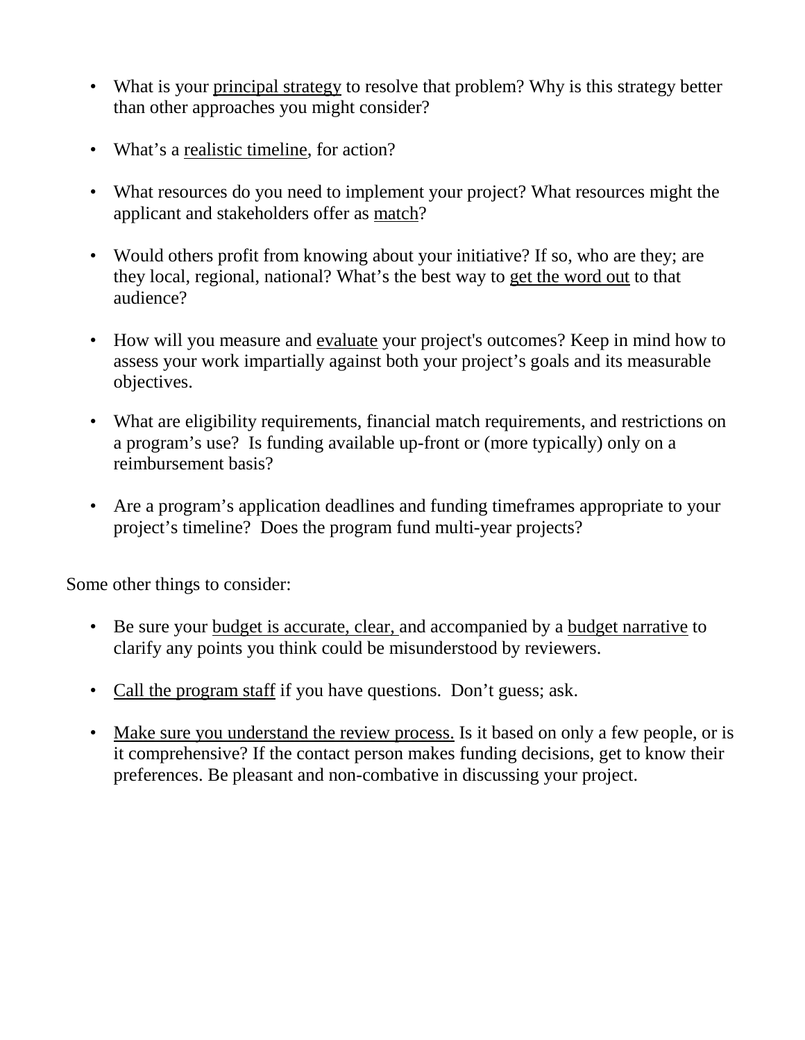- What is your <u>principal strategy</u> to resolve that problem? Why is this strategy better than other approaches you might consider?

- What's a <u>realistic timeline</u>, for action?

- What resources do you need to implement your project? What resources might the applicant and stakeholders offer as <u>match</u>?

- Would others profit from knowing about your initiative? If so, who are they; are they local, regional, national? What's the best way to <u>get the word out</u> to that audience?

- How will you measure and <u>evaluate</u> your project's outcomes? Keep in mind how to assess your work impartially against both your project's goals and its measurable objectives.

- What are eligibility requirements, financial match requirements, and restrictions on a program's use? Is funding available up-front or (more typically) only on a reimbursement basis?

- Are a program's application deadlines and funding timeframes appropriate to your project's timeline? Does the program fund multi-year projects?

Some other things to consider:

- Be sure your <u>budget is accurate, clear,</u> and accompanied by a <u>budget narrative</u> to clarify any points you think could be misunderstood by reviewers.

- <u>Call the program staff</u> if you have questions. Don't guess; ask.

- <u>Make sure you understand the review process.</u> Is it based on only a few people, or is it comprehensive? If the contact person makes funding decisions, get to know their preferences. Be pleasant and non-combative in discussing your project.